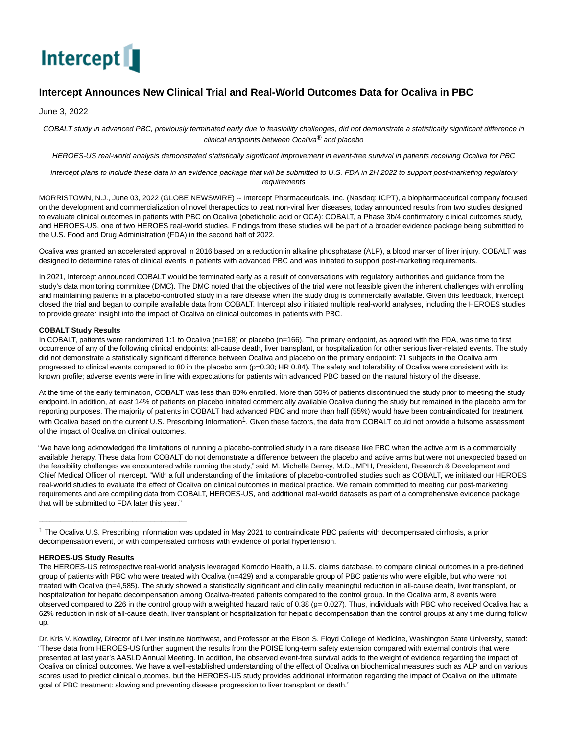Intercept

# Intercept Announces New Clinical Trial and Real-World Outcomes Data for Ocaliva in PBC

June 3, 2022

*COBALT study in advanced PBC, previously terminated early due to feasibility challenges, did not demonstrate a statistically significant difference in clinical endpoints between Ocaliva® and placebo*

*HEROES-US real-world analysis demonstrated statistically significant improvement in event-free survival in patients receiving Ocaliva for PBC*

*Intercept plans to include these data in an evidence package that will be submitted to U.S. FDA in 2H 2022 to support post-marketing regulatory requirements*

MORRISTOWN, N.J., June 03, 2022 (GLOBE NEWSWIRE) -- Intercept Pharmaceuticals, Inc. (Nasdaq: ICPT), a biopharmaceutical company focused on the development and commercialization of novel therapeutics to treat non-viral liver diseases, today announced results from two studies designed to evaluate clinical outcomes in patients with PBC on Ocaliva (obeticholic acid or OCA): COBALT, a Phase 3b/4 confirmatory clinical outcomes study, and HEROES-US, one of two HEROES real-world studies. Findings from these studies will be part of a broader evidence package being submitted to the U.S. Food and Drug Administration (FDA) in the second half of 2022.

Ocaliva was granted an accelerated approval in 2016 based on a reduction in alkaline phosphatase (ALP), a blood marker of liver injury. COBALT was designed to determine rates of clinical events in patients with advanced PBC and was initiated to support post-marketing requirements.

In 2021, Intercept announced COBALT would be terminated early as a result of conversations with regulatory authorities and guidance from the study's data monitoring committee (DMC). The DMC noted that the objectives of the trial were not feasible given the inherent challenges with enrolling and maintaining patients in a placebo-controlled study in a rare disease when the study drug is commercially available. Given this feedback, Intercept closed the trial and began to compile available data from COBALT. Intercept also initiated multiple real-world analyses, including the HEROES studies to provide greater insight into the impact of Ocaliva on clinical outcomes in patients with PBC.

**COBALT Study Results**

In COBALT, patients were randomized 1:1 to Ocaliva (n=168) or placebo (n=166). The primary endpoint, as agreed with the FDA, was time to first occurrence of any of the following clinical endpoints: all-cause death, liver transplant, or hospitalization for other serious liver-related events. The study did not demonstrate a statistically significant difference between Ocaliva and placebo on the primary endpoint: 71 subjects in the Ocaliva arm progressed to clinical events compared to 80 in the placebo arm (p=0.30; HR 0.84). The safety and tolerability of Ocaliva were consistent with its known profile; adverse events were in line with expectations for patients with advanced PBC based on the natural history of the disease.

At the time of the early termination, COBALT was less than 80% enrolled. More than 50% of patients discontinued the study prior to meeting the study endpoint. In addition, at least 14% of patients on placebo initiated commercially available Ocaliva during the study but remained in the placebo arm for reporting purposes. The majority of patients in COBALT had advanced PBC and more than half (55%) would have been contraindicated for treatment with Ocaliva based on the current U.S. Prescribing Information[1]. Given these factors, the data from COBALT could not provide a fulsome assessment of the impact of Ocaliva on clinical outcomes.

"We have long acknowledged the limitations of running a placebo-controlled study in a rare disease like PBC when the active arm is a commercially available therapy. These data from COBALT do not demonstrate a difference between the placebo and active arms but were not unexpected based on the feasibility challenges we encountered while running the study," said M. Michelle Berrey, M.D., MPH, President, Research & Development and Chief Medical Officer of Intercept. "With a full understanding of the limitations of placebo-controlled studies such as COBALT, we initiated our HEROES real-world studies to evaluate the effect of Ocaliva on clinical outcomes in medical practice. We remain committed to meeting our post-marketing requirements and are compiling data from COBALT, HEROES-US, and additional real-world datasets as part of a comprehensive evidence package that will be submitted to FDA later this year."

---

[1] The Ocaliva U.S. Prescribing Information was updated in May 2021 to contraindicate PBC patients with decompensated cirrhosis, a prior decompensation event, or with compensated cirrhosis with evidence of portal hypertension.

**HEROES-US Study Results**

The HEROES-US retrospective real-world analysis leveraged Komodo Health, a U.S. claims database, to compare clinical outcomes in a pre-defined group of patients with PBC who were treated with Ocaliva (n=429) and a comparable group of PBC patients who were eligible, but who were not treated with Ocaliva (n=4,585). The study showed a statistically significant and clinically meaningful reduction in all-cause death, liver transplant, or hospitalization for hepatic decompensation among Ocaliva-treated patients compared to the control group. In the Ocaliva arm, 8 events were observed compared to 226 in the control group with a weighted hazard ratio of 0.38 (p= 0.027). Thus, individuals with PBC who received Ocaliva had a 62% reduction in risk of all-cause death, liver transplant or hospitalization for hepatic decompensation than the control groups at any time during follow up.

Dr. Kris V. Kowdley, Director of Liver Institute Northwest, and Professor at the Elson S. Floyd College of Medicine, Washington State University, stated: "These data from HEROES-US further augment the results from the POISE long-term safety extension compared with external controls that were presented at last year's AASLD Annual Meeting. In addition, the observed event-free survival adds to the weight of evidence regarding the impact of Ocaliva on clinical outcomes. We have a well-established understanding of the effect of Ocaliva on biochemical measures such as ALP and on various scores used to predict clinical outcomes, but the HEROES-US study provides additional information regarding the impact of Ocaliva on the ultimate goal of PBC treatment: slowing and preventing disease progression to liver transplant or death."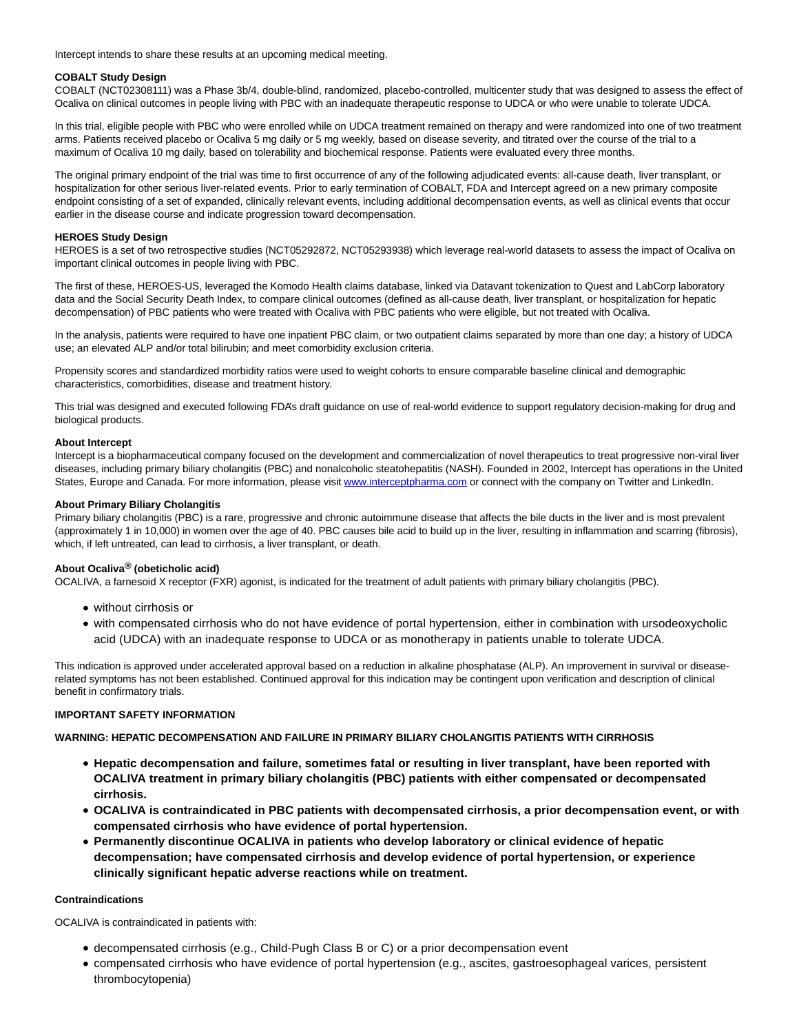Intercept intends to share these results at an upcoming medical meeting.

**COBALT Study Design**

COBALT (NCT02308111) was a Phase 3b/4, double-blind, randomized, placebo-controlled, multicenter study that was designed to assess the effect of Ocaliva on clinical outcomes in people living with PBC with an inadequate therapeutic response to UDCA or who were unable to tolerate UDCA.

In this trial, eligible people with PBC who were enrolled while on UDCA treatment remained on therapy and were randomized into one of two treatment arms. Patients received placebo or Ocaliva 5 mg daily or 5 mg weekly, based on disease severity, and titrated over the course of the trial to a maximum of Ocaliva 10 mg daily, based on tolerability and biochemical response. Patients were evaluated every three months.

The original primary endpoint of the trial was time to first occurrence of any of the following adjudicated events: all-cause death, liver transplant, or hospitalization for other serious liver-related events. Prior to early termination of COBALT, FDA and Intercept agreed on a new primary composite endpoint consisting of a set of expanded, clinically relevant events, including additional decompensation events, as well as clinical events that occur earlier in the disease course and indicate progression toward decompensation.

**HEROES Study Design**

HEROES is a set of two retrospective studies (NCT05292872, NCT05293938) which leverage real-world datasets to assess the impact of Ocaliva on important clinical outcomes in people living with PBC.

The first of these, HEROES-US, leveraged the Komodo Health claims database, linked via Datavant tokenization to Quest and LabCorp laboratory data and the Social Security Death Index, to compare clinical outcomes (defined as all-cause death, liver transplant, or hospitalization for hepatic decompensation) of PBC patients who were treated with Ocaliva with PBC patients who were eligible, but not treated with Ocaliva.

In the analysis, patients were required to have one inpatient PBC claim, or two outpatient claims separated by more than one day; a history of UDCA use; an elevated ALP and/or total bilirubin; and meet comorbidity exclusion criteria.

Propensity scores and standardized morbidity ratios were used to weight cohorts to ensure comparable baseline clinical and demographic characteristics, comorbidities, disease and treatment history.

This trial was designed and executed following FDA's draft guidance on use of real-world evidence to support regulatory decision-making for drug and biological products.

**About Intercept**

Intercept is a biopharmaceutical company focused on the development and commercialization of novel therapeutics to treat progressive non-viral liver diseases, including primary biliary cholangitis (PBC) and nonalcoholic steatohepatitis (NASH). Founded in 2002, Intercept has operations in the United States, Europe and Canada. For more information, please visit [www.interceptpharma.com](www.interceptpharma.com) or connect with the company on Twitter and LinkedIn.

**About Primary Biliary Cholangitis**

Primary biliary cholangitis (PBC) is a rare, progressive and chronic autoimmune disease that affects the bile ducts in the liver and is most prevalent (approximately 1 in 10,000) in women over the age of 40. PBC causes bile acid to build up in the liver, resulting in inflammation and scarring (fibrosis), which, if left untreated, can lead to cirrhosis, a liver transplant, or death.

**About Ocaliva® (obeticholic acid)**

OCALIVA, a farnesoid X receptor (FXR) agonist, is indicated for the treatment of adult patients with primary biliary cholangitis (PBC).

- without cirrhosis or
- with compensated cirrhosis who do not have evidence of portal hypertension, either in combination with ursodeoxycholic acid (UDCA) with an inadequate response to UDCA or as monotherapy in patients unable to tolerate UDCA.

This indication is approved under accelerated approval based on a reduction in alkaline phosphatase (ALP). An improvement in survival or disease-related symptoms has not been established. Continued approval for this indication may be contingent upon verification and description of clinical benefit in confirmatory trials.

**IMPORTANT SAFETY INFORMATION**

**WARNING: HEPATIC DECOMPENSATION AND FAILURE IN PRIMARY BILIARY CHOLANGITIS PATIENTS WITH CIRRHOSIS**

- **Hepatic decompensation and failure, sometimes fatal or resulting in liver transplant, have been reported with OCALIVA treatment in primary biliary cholangitis (PBC) patients with either compensated or decompensated cirrhosis.**
- **OCALIVA is contraindicated in PBC patients with decompensated cirrhosis, a prior decompensation event, or with compensated cirrhosis who have evidence of portal hypertension.**
- **Permanently discontinue OCALIVA in patients who develop laboratory or clinical evidence of hepatic decompensation; have compensated cirrhosis and develop evidence of portal hypertension, or experience clinically significant hepatic adverse reactions while on treatment.**

**Contraindications**

OCALIVA is contraindicated in patients with:

- decompensated cirrhosis (e.g., Child-Pugh Class B or C) or a prior decompensation event
- compensated cirrhosis who have evidence of portal hypertension (e.g., ascites, gastroesophageal varices, persistent thrombocytopenia)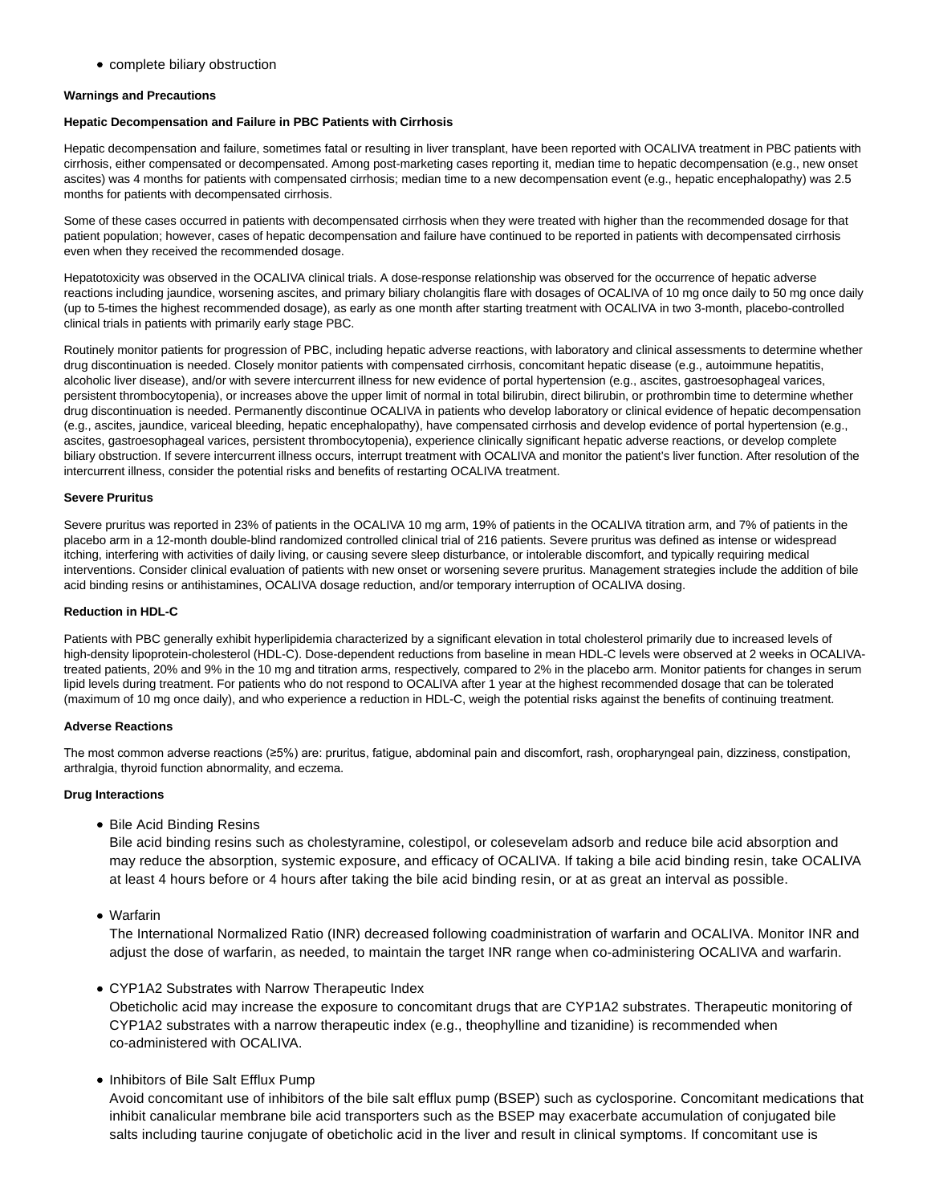- complete biliary obstruction

**Warnings and Precautions**

**Hepatic Decompensation and Failure in PBC Patients with Cirrhosis**

Hepatic decompensation and failure, sometimes fatal or resulting in liver transplant, have been reported with OCALIVA treatment in PBC patients with cirrhosis, either compensated or decompensated. Among post-marketing cases reporting it, median time to hepatic decompensation (e.g., new onset ascites) was 4 months for patients with compensated cirrhosis; median time to a new decompensation event (e.g., hepatic encephalopathy) was 2.5 months for patients with decompensated cirrhosis.

Some of these cases occurred in patients with decompensated cirrhosis when they were treated with higher than the recommended dosage for that patient population; however, cases of hepatic decompensation and failure have continued to be reported in patients with decompensated cirrhosis even when they received the recommended dosage.

Hepatotoxicity was observed in the OCALIVA clinical trials. A dose-response relationship was observed for the occurrence of hepatic adverse reactions including jaundice, worsening ascites, and primary biliary cholangitis flare with dosages of OCALIVA of 10 mg once daily to 50 mg once daily (up to 5-times the highest recommended dosage), as early as one month after starting treatment with OCALIVA in two 3-month, placebo-controlled clinical trials in patients with primarily early stage PBC.

Routinely monitor patients for progression of PBC, including hepatic adverse reactions, with laboratory and clinical assessments to determine whether drug discontinuation is needed. Closely monitor patients with compensated cirrhosis, concomitant hepatic disease (e.g., autoimmune hepatitis, alcoholic liver disease), and/or with severe intercurrent illness for new evidence of portal hypertension (e.g., ascites, gastroesophageal varices, persistent thrombocytopenia), or increases above the upper limit of normal in total bilirubin, direct bilirubin, or prothrombin time to determine whether drug discontinuation is needed. Permanently discontinue OCALIVA in patients who develop laboratory or clinical evidence of hepatic decompensation (e.g., ascites, jaundice, variceal bleeding, hepatic encephalopathy), have compensated cirrhosis and develop evidence of portal hypertension (e.g., ascites, gastroesophageal varices, persistent thrombocytopenia), experience clinically significant hepatic adverse reactions, or develop complete biliary obstruction. If severe intercurrent illness occurs, interrupt treatment with OCALIVA and monitor the patient's liver function. After resolution of the intercurrent illness, consider the potential risks and benefits of restarting OCALIVA treatment.

**Severe Pruritus**

Severe pruritus was reported in 23% of patients in the OCALIVA 10 mg arm, 19% of patients in the OCALIVA titration arm, and 7% of patients in the placebo arm in a 12-month double-blind randomized controlled clinical trial of 216 patients. Severe pruritus was defined as intense or widespread itching, interfering with activities of daily living, or causing severe sleep disturbance, or intolerable discomfort, and typically requiring medical interventions. Consider clinical evaluation of patients with new onset or worsening severe pruritus. Management strategies include the addition of bile acid binding resins or antihistamines, OCALIVA dosage reduction, and/or temporary interruption of OCALIVA dosing.

**Reduction in HDL-C**

Patients with PBC generally exhibit hyperlipidemia characterized by a significant elevation in total cholesterol primarily due to increased levels of high-density lipoprotein-cholesterol (HDL-C). Dose-dependent reductions from baseline in mean HDL-C levels were observed at 2 weeks in OCALIVA-treated patients, 20% and 9% in the 10 mg and titration arms, respectively, compared to 2% in the placebo arm. Monitor patients for changes in serum lipid levels during treatment. For patients who do not respond to OCALIVA after 1 year at the highest recommended dosage that can be tolerated (maximum of 10 mg once daily), and who experience a reduction in HDL-C, weigh the potential risks against the benefits of continuing treatment.

**Adverse Reactions**

The most common adverse reactions (≥5%) are: pruritus, fatigue, abdominal pain and discomfort, rash, oropharyngeal pain, dizziness, constipation, arthralgia, thyroid function abnormality, and eczema.

**Drug Interactions**

- Bile Acid Binding Resins
  Bile acid binding resins such as cholestyramine, colestipol, or colesevelam adsorb and reduce bile acid absorption and may reduce the absorption, systemic exposure, and efficacy of OCALIVA. If taking a bile acid binding resin, take OCALIVA at least 4 hours before or 4 hours after taking the bile acid binding resin, or at as great an interval as possible.

- Warfarin
  The International Normalized Ratio (INR) decreased following coadministration of warfarin and OCALIVA. Monitor INR and adjust the dose of warfarin, as needed, to maintain the target INR range when co-administering OCALIVA and warfarin.

- CYP1A2 Substrates with Narrow Therapeutic Index
  Obeticholic acid may increase the exposure to concomitant drugs that are CYP1A2 substrates. Therapeutic monitoring of CYP1A2 substrates with a narrow therapeutic index (e.g., theophylline and tizanidine) is recommended when co-administered with OCALIVA.

- Inhibitors of Bile Salt Efflux Pump
  Avoid concomitant use of inhibitors of the bile salt efflux pump (BSEP) such as cyclosporine. Concomitant medications that inhibit canalicular membrane bile acid transporters such as the BSEP may exacerbate accumulation of conjugated bile salts including taurine conjugate of obeticholic acid in the liver and result in clinical symptoms. If concomitant use is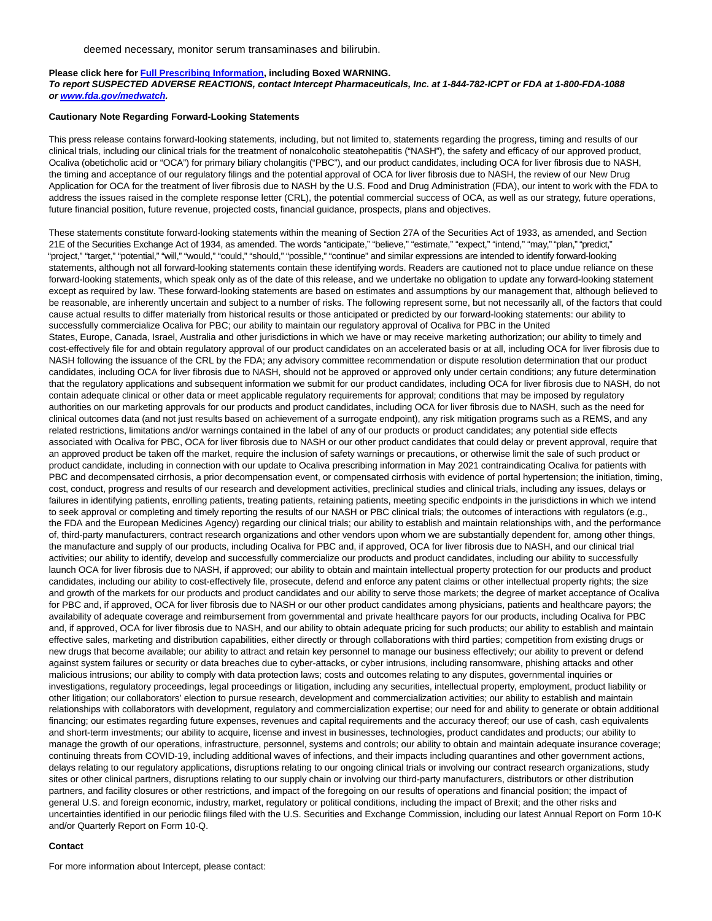deemed necessary, monitor serum transaminases and bilirubin.

**Please click here for [Full Prescribing Information](), including Boxed WARNING.**
***To report SUSPECTED ADVERSE REACTIONS, contact Intercept Pharmaceuticals, Inc. at 1-844-782-ICPT or FDA at 1-800-FDA-1088 or [www.fda.gov/medwatch]().***

**Cautionary Note Regarding Forward-Looking Statements**

This press release contains forward-looking statements, including, but not limited to, statements regarding the progress, timing and results of our clinical trials, including our clinical trials for the treatment of nonalcoholic steatohepatitis ("NASH"), the safety and efficacy of our approved product, Ocaliva (obeticholic acid or "OCA") for primary biliary cholangitis ("PBC"), and our product candidates, including OCA for liver fibrosis due to NASH, the timing and acceptance of our regulatory filings and the potential approval of OCA for liver fibrosis due to NASH, the review of our New Drug Application for OCA for the treatment of liver fibrosis due to NASH by the U.S. Food and Drug Administration (FDA), our intent to work with the FDA to address the issues raised in the complete response letter (CRL), the potential commercial success of OCA, as well as our strategy, future operations, future financial position, future revenue, projected costs, financial guidance, prospects, plans and objectives.

These statements constitute forward-looking statements within the meaning of Section 27A of the Securities Act of 1933, as amended, and Section 21E of the Securities Exchange Act of 1934, as amended. The words "anticipate," "believe," "estimate," "expect," "intend," "may," "plan," "predict," "project," "target," "potential," "will," "would," "could," "should," "possible," "continue" and similar expressions are intended to identify forward-looking statements, although not all forward-looking statements contain these identifying words. Readers are cautioned not to place undue reliance on these forward-looking statements, which speak only as of the date of this release, and we undertake no obligation to update any forward-looking statement except as required by law. These forward-looking statements are based on estimates and assumptions by our management that, although believed to be reasonable, are inherently uncertain and subject to a number of risks. The following represent some, but not necessarily all, of the factors that could cause actual results to differ materially from historical results or those anticipated or predicted by our forward-looking statements: our ability to successfully commercialize Ocaliva for PBC; our ability to maintain our regulatory approval of Ocaliva for PBC in the United States, Europe, Canada, Israel, Australia and other jurisdictions in which we have or may receive marketing authorization; our ability to timely and cost-effectively file for and obtain regulatory approval of our product candidates on an accelerated basis or at all, including OCA for liver fibrosis due to NASH following the issuance of the CRL by the FDA; any advisory committee recommendation or dispute resolution determination that our product candidates, including OCA for liver fibrosis due to NASH, should not be approved or approved only under certain conditions; any future determination that the regulatory applications and subsequent information we submit for our product candidates, including OCA for liver fibrosis due to NASH, do not contain adequate clinical or other data or meet applicable regulatory requirements for approval; conditions that may be imposed by regulatory authorities on our marketing approvals for our products and product candidates, including OCA for liver fibrosis due to NASH, such as the need for clinical outcomes data (and not just results based on achievement of a surrogate endpoint), any risk mitigation programs such as a REMS, and any related restrictions, limitations and/or warnings contained in the label of any of our products or product candidates; any potential side effects associated with Ocaliva for PBC, OCA for liver fibrosis due to NASH or our other product candidates that could delay or prevent approval, require that an approved product be taken off the market, require the inclusion of safety warnings or precautions, or otherwise limit the sale of such product or product candidate, including in connection with our update to Ocaliva prescribing information in May 2021 contraindicating Ocaliva for patients with PBC and decompensated cirrhosis, a prior decompensation event, or compensated cirrhosis with evidence of portal hypertension; the initiation, timing, cost, conduct, progress and results of our research and development activities, preclinical studies and clinical trials, including any issues, delays or failures in identifying patients, enrolling patients, treating patients, retaining patients, meeting specific endpoints in the jurisdictions in which we intend to seek approval or completing and timely reporting the results of our NASH or PBC clinical trials; the outcomes of interactions with regulators (e.g., the FDA and the European Medicines Agency) regarding our clinical trials; our ability to establish and maintain relationships with, and the performance of, third-party manufacturers, contract research organizations and other vendors upon whom we are substantially dependent for, among other things, the manufacture and supply of our products, including Ocaliva for PBC and, if approved, OCA for liver fibrosis due to NASH, and our clinical trial activities; our ability to identify, develop and successfully commercialize our products and product candidates, including our ability to successfully launch OCA for liver fibrosis due to NASH, if approved; our ability to obtain and maintain intellectual property protection for our products and product candidates, including our ability to cost-effectively file, prosecute, defend and enforce any patent claims or other intellectual property rights; the size and growth of the markets for our products and product candidates and our ability to serve those markets; the degree of market acceptance of Ocaliva for PBC and, if approved, OCA for liver fibrosis due to NASH or our other product candidates among physicians, patients and healthcare payors; the availability of adequate coverage and reimbursement from governmental and private healthcare payors for our products, including Ocaliva for PBC and, if approved, OCA for liver fibrosis due to NASH, and our ability to obtain adequate pricing for such products; our ability to establish and maintain effective sales, marketing and distribution capabilities, either directly or through collaborations with third parties; competition from existing drugs or new drugs that become available; our ability to attract and retain key personnel to manage our business effectively; our ability to prevent or defend against system failures or security or data breaches due to cyber-attacks, or cyber intrusions, including ransomware, phishing attacks and other malicious intrusions; our ability to comply with data protection laws; costs and outcomes relating to any disputes, governmental inquiries or investigations, regulatory proceedings, legal proceedings or litigation, including any securities, intellectual property, employment, product liability or other litigation; our collaborators' election to pursue research, development and commercialization activities; our ability to establish and maintain relationships with collaborators with development, regulatory and commercialization expertise; our need for and ability to generate or obtain additional financing; our estimates regarding future expenses, revenues and capital requirements and the accuracy thereof; our use of cash, cash equivalents and short-term investments; our ability to acquire, license and invest in businesses, technologies, product candidates and products; our ability to manage the growth of our operations, infrastructure, personnel, systems and controls; our ability to obtain and maintain adequate insurance coverage; continuing threats from COVID-19, including additional waves of infections, and their impacts including quarantines and other government actions, delays relating to our regulatory applications, disruptions relating to our ongoing clinical trials or involving our contract research organizations, study sites or other clinical partners, disruptions relating to our supply chain or involving our third-party manufacturers, distributors or other distribution partners, and facility closures or other restrictions, and impact of the foregoing on our results of operations and financial position; the impact of general U.S. and foreign economic, industry, market, regulatory or political conditions, including the impact of Brexit; and the other risks and uncertainties identified in our periodic filings filed with the U.S. Securities and Exchange Commission, including our latest Annual Report on Form 10-K and/or Quarterly Report on Form 10-Q.

**Contact**

For more information about Intercept, please contact: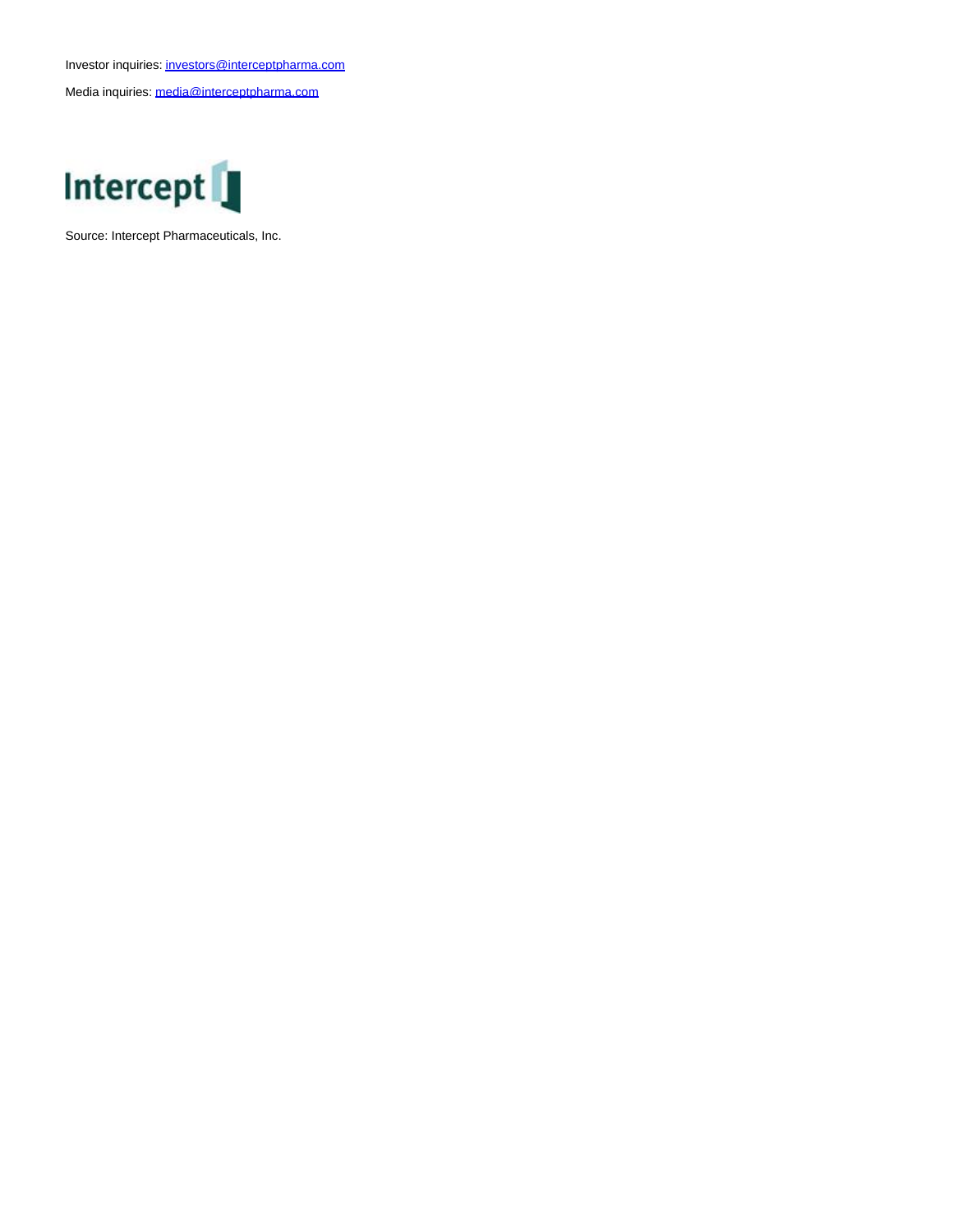Investor inquiries: investors@interceptpharma.com

Media inquiries: media@interceptpharma.com

Intercept

Source: Intercept Pharmaceuticals, Inc.